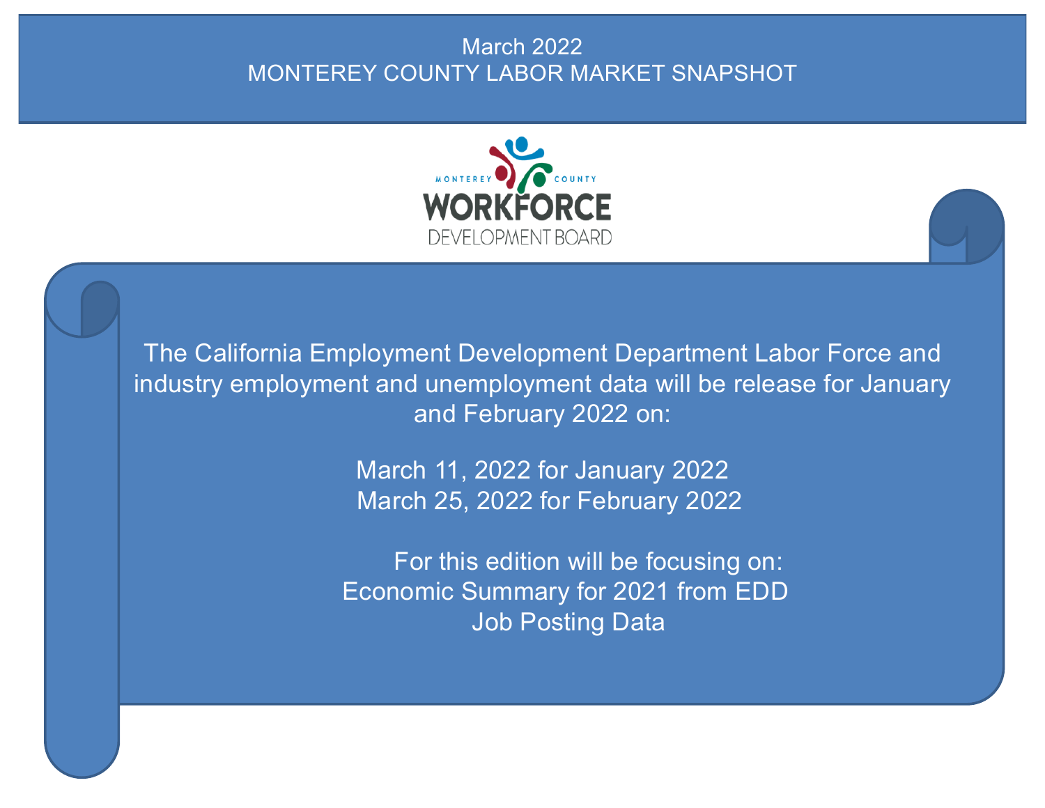# March 2022
# MONTEREY COUNTY LABOR MARKET SNAPSHOT

MONTEREY COUNTY WORKFORCE DEVELOPMENT BOARD

The California Employment Development Department Labor Force and industry employment and unemployment data will be release for January and February 2022 on:

March 11, 2022 for January 2022
March 25, 2022 for February 2022

For this edition will be focusing on:
Economic Summary for 2021 from EDD
Job Posting Data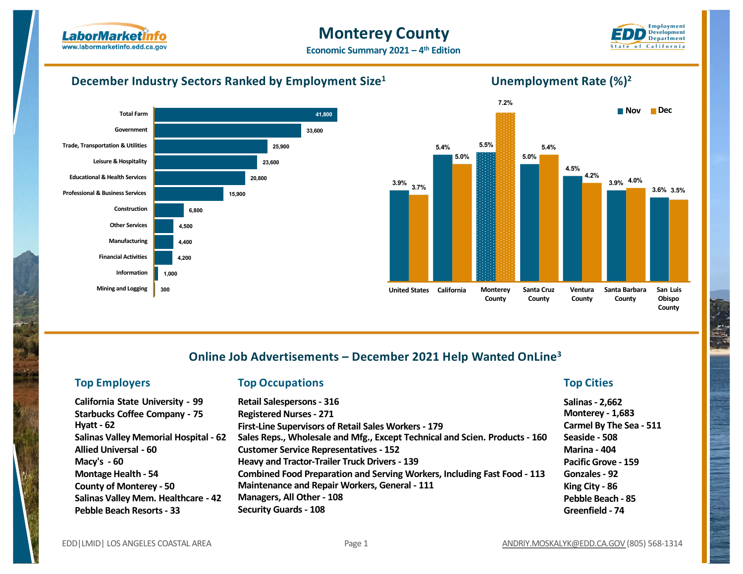# Monterey County

Economic Summary 2021 – 4th Edition

## December Industry Sectors Ranked by Employment Size[1]

| Industry Sector | Employment |
|---|---|
| Total Farm | 41,800 |
| Government | 33,600 |
| Trade, Transportation & Utilities | 25,900 |
| Leisure & Hospitality | 23,600 |
| Educational & Health Services | 20,800 |
| Professional & Business Services | 15,900 |
| Construction | 6,800 |
| Other Services | 4,500 |
| Manufacturing | 4,400 |
| Financial Activities | 4,200 |
| Information | 1,000 |
| Mining and Logging | 300 |

## Unemployment Rate (%)[2]

| Area | Nov | Dec |
|---|---|---|
| United States | 3.9% | 3.7% |
| California | 5.4% | 5.0% |
| Monterey County | 5.5% | 7.2% |
| Santa Cruz County | 5.0% | 5.4% |
| Ventura County | 4.5% | 4.2% |
| Santa Barbara County | 3.9% | 4.0% |
| San Luis Obispo County | 3.6% | 3.5% |

## Online Job Advertisements – December 2021 Help Wanted OnLine[3]

### Top Employers

- California State University - 99
- Starbucks Coffee Company - 75
- Hyatt - 62
- Salinas Valley Memorial Hospital - 62
- Allied Universal - 60
- Macy's - 60
- Montage Health - 54
- County of Monterey - 50
- Salinas Valley Mem. Healthcare - 42
- Pebble Beach Resorts - 33

### Top Occupations

- Retail Salespersons - 316
- Registered Nurses - 271
- First-Line Supervisors of Retail Sales Workers - 179
- Sales Reps., Wholesale and Mfg., Except Technical and Scien. Products - 160
- Customer Service Representatives - 152
- Heavy and Tractor-Trailer Truck Drivers - 139
- Combined Food Preparation and Serving Workers, Including Fast Food - 113
- Maintenance and Repair Workers, General - 111
- Managers, All Other - 108
- Security Guards - 108

### Top Cities

- Salinas - 2,662
- Monterey - 1,683
- Carmel By The Sea - 511
- Seaside - 508
- Marina - 404
- Pacific Grove - 159
- Gonzales - 92
- King City - 86
- Pebble Beach - 85
- Greenfield - 74

EDD|LMID| LOS ANGELES COASTAL AREA — ANDRIY.MOSKALYK@EDD.CA.GOV (805) 568-1314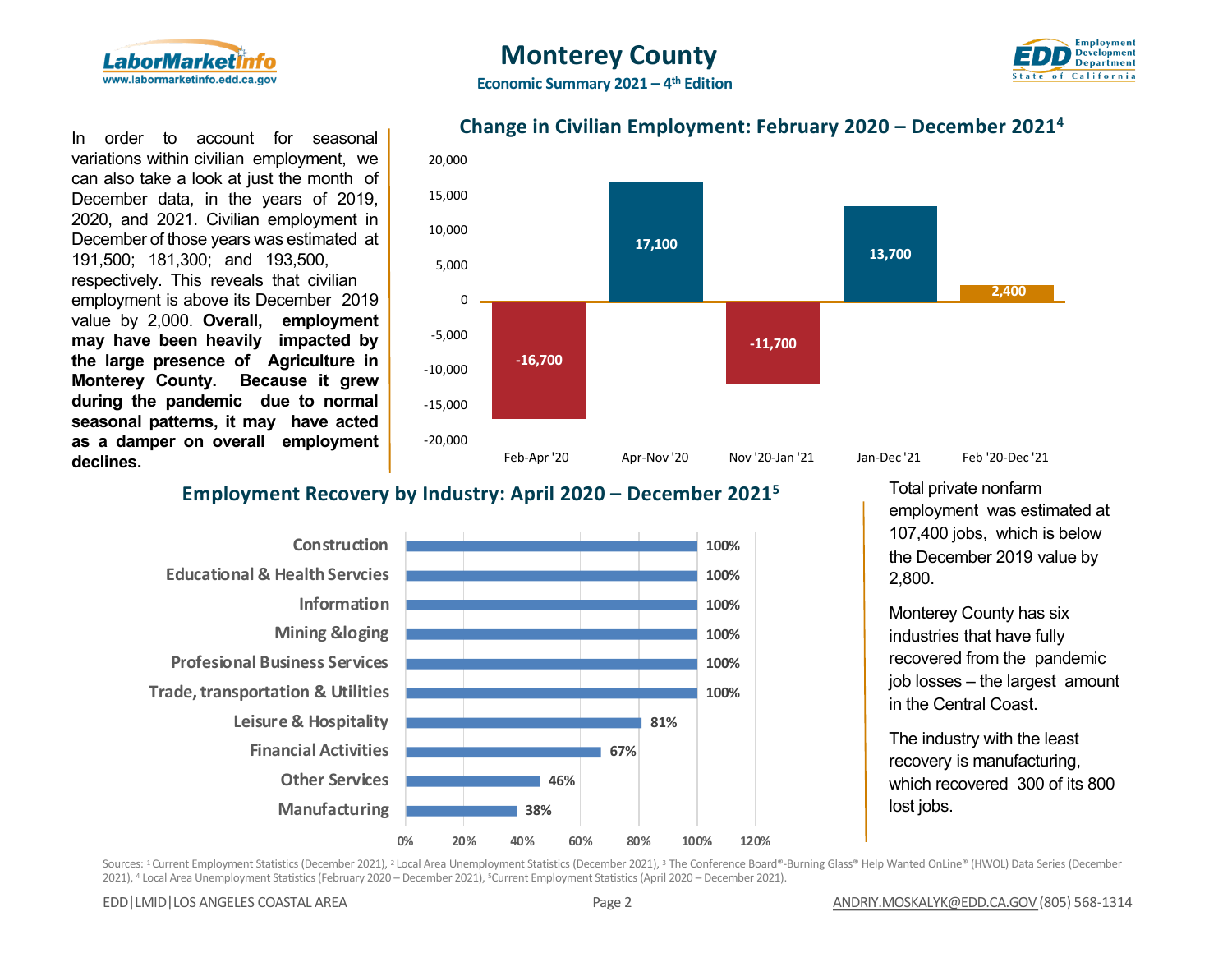# Monterey County

**Economic Summary 2021 – 4th Edition**

In order to account for seasonal variations within civilian employment, we can also take a look at just the month of December data, in the years of 2019, 2020, and 2021. Civilian employment in December of those years was estimated at 191,500; 181,300; and 193,500, respectively. This reveals that civilian employment is above its December 2019 value by 2,000. **Overall, employment may have been heavily impacted by the large presence of Agriculture in Monterey County. Because it grew during the pandemic due to normal seasonal patterns, it may have acted as a damper on overall employment declines.**

## Change in Civilian Employment: February 2020 – December 2021[4]

| Period | Change |
|---|---|
| Feb-Apr '20 | -16,700 |
| Apr-Nov '20 | 17,100 |
| Nov '20-Jan '21 | -11,700 |
| Jan-Dec '21 | 13,700 |
| Feb '20-Dec '21 | 2,400 |

## Employment Recovery by Industry: April 2020 – December 2021[5]

| Industry | Recovery |
|---|---|
| Construction | 100% |
| Educational & Health Servcies | 100% |
| Information | 100% |
| Mining &loging | 100% |
| Profesional Business Services | 100% |
| Trade, transportation & Utilities | 100% |
| Leisure & Hospitality | 81% |
| Financial Activities | 67% |
| Other Services | 46% |
| Manufacturing | 38% |

Total private nonfarm employment was estimated at 107,400 jobs, which is below the December 2019 value by 2,800.

Monterey County has six industries that have fully recovered from the pandemic job losses – the largest amount in the Central Coast.

The industry with the least recovery is manufacturing, which recovered 300 of its 800 lost jobs.

Sources: [1] Current Employment Statistics (December 2021), [2] Local Area Unemployment Statistics (December 2021), [3] The Conference Board®-Burning Glass® Help Wanted OnLine® (HWOL) Data Series (December 2021), [4] Local Area Unemployment Statistics (February 2020 – December 2021), [5] Current Employment Statistics (April 2020 – December 2021).

EDD|LMID|LOS ANGELES COASTAL AREA ANDRIY.MOSKALYK@EDD.CA.GOV (805) 568-1314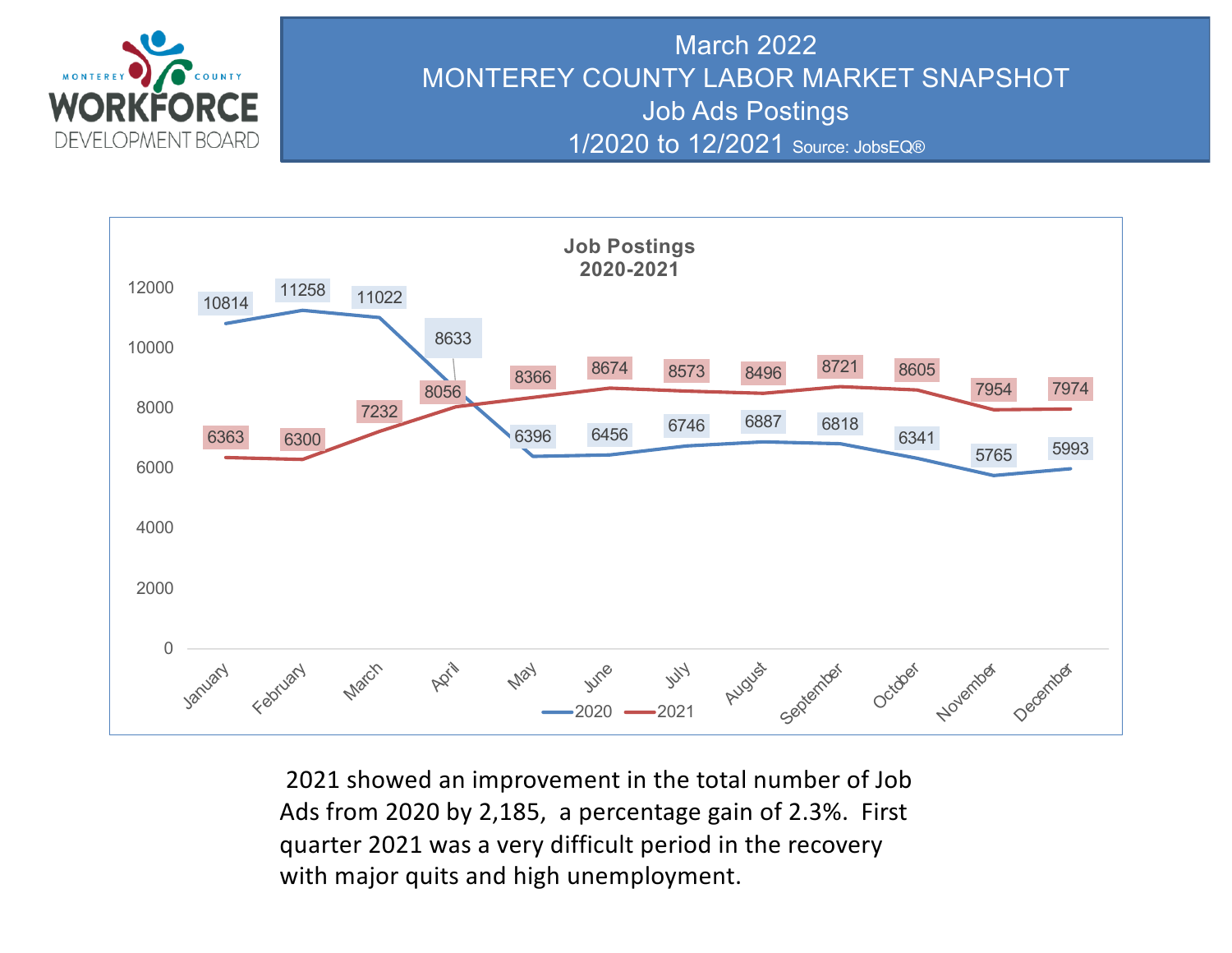# March 2022
# MONTEREY COUNTY LABOR MARKET SNAPSHOT
## Job Ads Postings
### 1/2020 to 12/2021 Source: JobsEQ®

**Job Postings 2020-2021**

| Month | 2020 | 2021 |
|---|---|---|
| January | 10814 | 6363 |
| February | 11258 | 6300 |
| March | 11022 | 7232 |
| April | 8633 | 8056 |
| May | 6396 | 8366 |
| June | 6456 | 8674 |
| July | 6746 | 8573 |
| August | 6887 | 8496 |
| September | 6818 | 8721 |
| October | 6341 | 8605 |
| November | 5765 | 7954 |
| December | 5993 | 7974 |

2021 showed an improvement in the total number of Job Ads from 2020 by 2,185, a percentage gain of 2.3%. First quarter 2021 was a very difficult period in the recovery with major quits and high unemployment.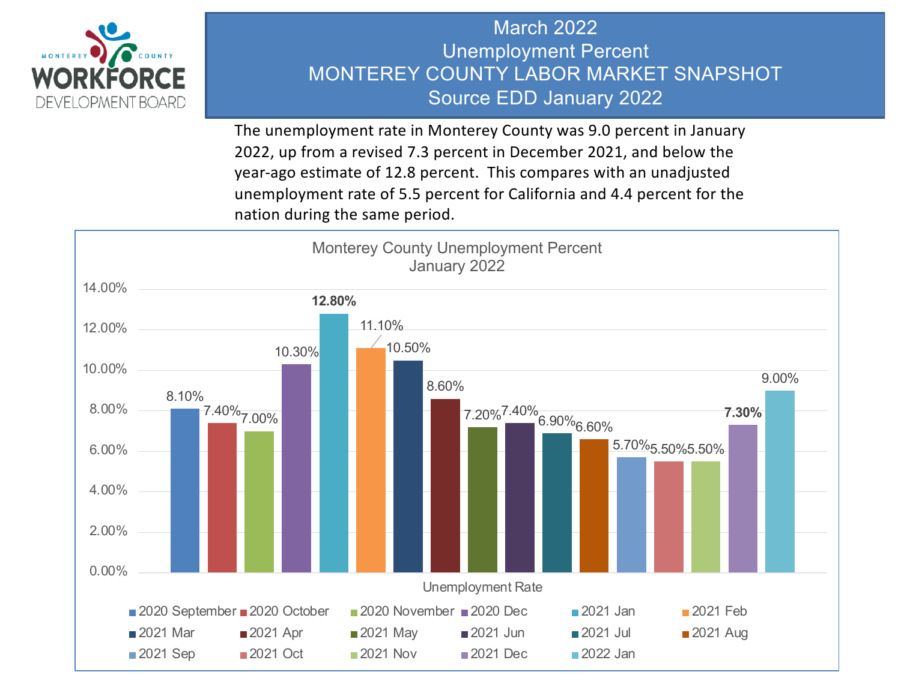# March 2022
# Unemployment Percent
# MONTEREY COUNTY LABOR MARKET SNAPSHOT
# Source EDD January 2022

The unemployment rate in Monterey County was 9.0 percent in January 2022, up from a revised 7.3 percent in December 2021, and below the year-ago estimate of 12.8 percent. This compares with an unadjusted unemployment rate of 5.5 percent for California and 4.4 percent for the nation during the same period.

**Monterey County Unemployment Percent January 2022**

| Unemployment Rate | Percent |
|---|---|
| 2020 September | 8.10% |
| 2020 October | 7.40% |
| 2020 November | 7.00% |
| 2020 Dec | 10.30% |
| 2021 Jan | 12.80% |
| 2021 Feb | 11.10% |
| 2021 Mar | 10.50% |
| 2021 Apr | 8.60% |
| 2021 May | 7.20% |
| 2021 Jun | 7.40% |
| 2021 Jul | 6.90% |
| 2021 Aug | 6.60% |
| 2021 Sep | 5.70% |
| 2021 Oct | 5.50% |
| 2021 Nov | 5.50% |
| 2021 Dec | 7.30% |
| 2022 Jan | 9.00% |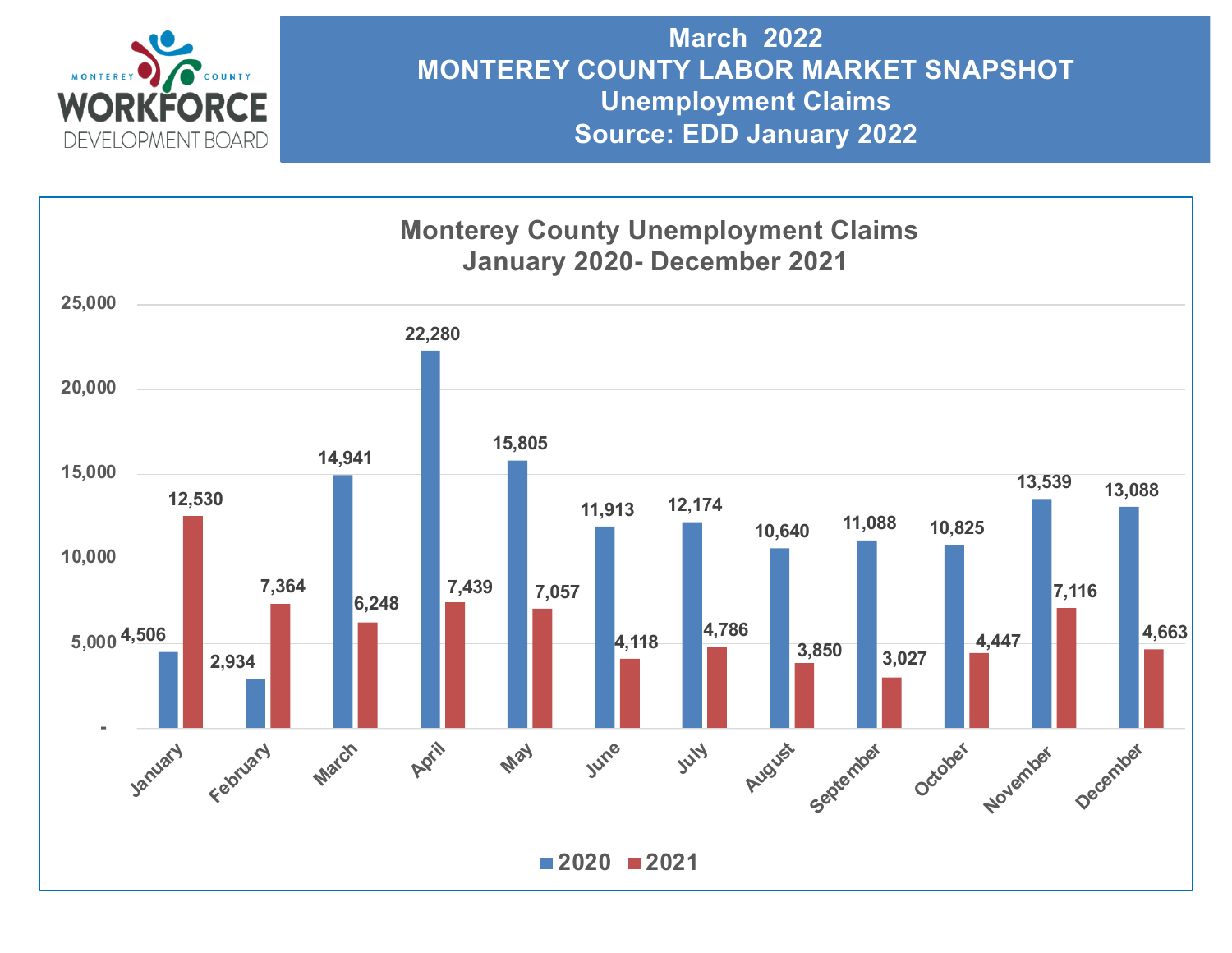# March 2022
# MONTEREY COUNTY LABOR MARKET SNAPSHOT
## Unemployment Claims
## Source: EDD January 2022

### Monterey County Unemployment Claims
### January 2020- December 2021

| Month | 2020 | 2021 |
|---|---|---|
| January | 4,506 | 12,530 |
| February | 2,934 | 7,364 |
| March | 14,941 | 6,248 |
| April | 22,280 | 7,439 |
| May | 15,805 | 7,057 |
| June | 11,913 | 4,118 |
| July | 12,174 | 4,786 |
| August | 10,640 | 3,850 |
| September | 11,088 | 3,027 |
| October | 10,825 | 4,447 |
| November | 13,539 | 7,116 |
| December | 13,088 | 4,663 |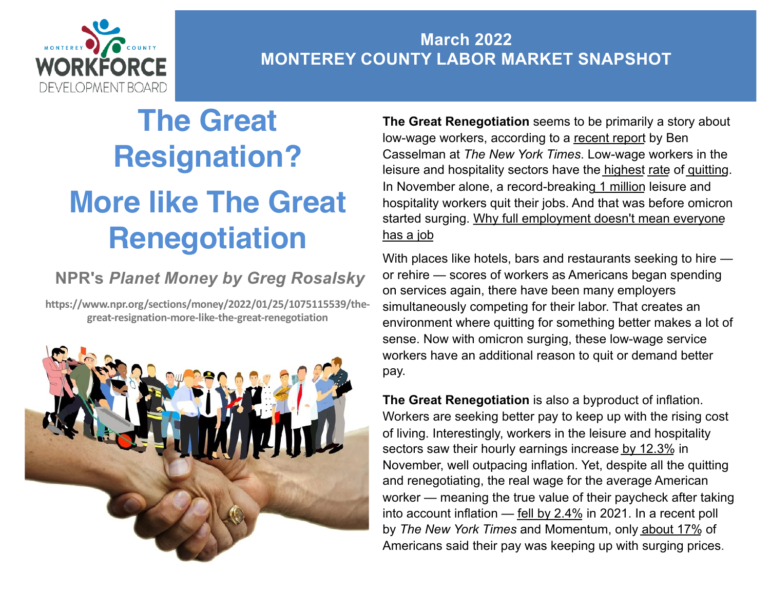**March 2022**
**MONTEREY COUNTY LABOR MARKET SNAPSHOT**

# The Great Resignation?

# More like The Great Renegotiation

### NPR's *Planet Money by Greg Rosalsky*

https://www.npr.org/sections/money/2022/01/25/1075115539/the-great-resignation-more-like-the-great-renegotiation

**The Great Renegotiation** seems to be primarily a story about low-wage workers, according to a recent report by Ben Casselman at *The New York Times*. Low-wage workers in the leisure and hospitality sectors have the highest rate of quitting. In November alone, a record-breaking 1 million leisure and hospitality workers quit their jobs. And that was before omicron started surging. Why full employment doesn't mean everyone has a job

With places like hotels, bars and restaurants seeking to hire — or rehire — scores of workers as Americans began spending on services again, there have been many employers simultaneously competing for their labor. That creates an environment where quitting for something better makes a lot of sense. Now with omicron surging, these low-wage service workers have an additional reason to quit or demand better pay.

**The Great Renegotiation** is also a byproduct of inflation. Workers are seeking better pay to keep up with the rising cost of living. Interestingly, workers in the leisure and hospitality sectors saw their hourly earnings increase by 12.3% in November, well outpacing inflation. Yet, despite all the quitting and renegotiating, the real wage for the average American worker — meaning the true value of their paycheck after taking into account inflation — fell by 2.4% in 2021. In a recent poll by *The New York Times* and Momentum, only about 17% of Americans said their pay was keeping up with surging prices.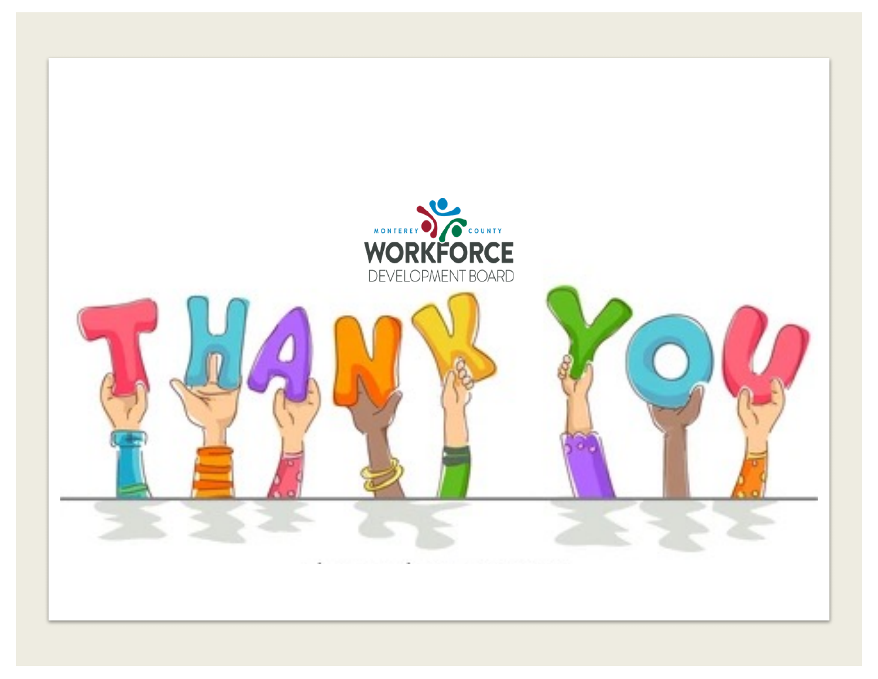MONTEREY COUNTY

WORKFORCE

DEVELOPMENT BOARD

THANK YOU